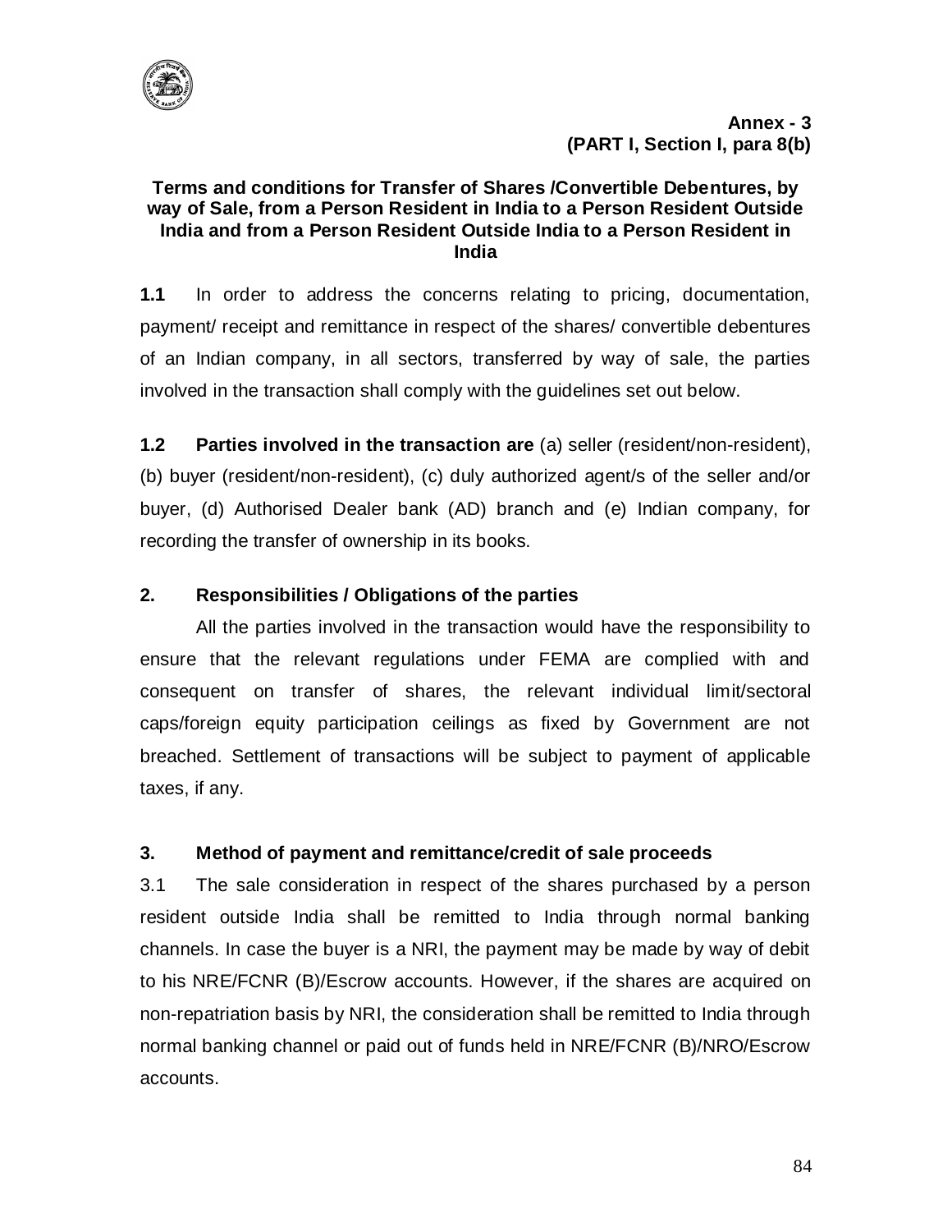**Annex - 3**
**(PART I, Section I, para 8(b)**

## Terms and conditions for Transfer of Shares /Convertible Debentures, by way of Sale, from a Person Resident in India to a Person Resident Outside India and from a Person Resident Outside India to a Person Resident in India

**1.1** In order to address the concerns relating to pricing, documentation, payment/ receipt and remittance in respect of the shares/ convertible debentures of an Indian company, in all sectors, transferred by way of sale, the parties involved in the transaction shall comply with the guidelines set out below.

**1.2 Parties involved in the transaction are** (a) seller (resident/non-resident), (b) buyer (resident/non-resident), (c) duly authorized agent/s of the seller and/or buyer, (d) Authorised Dealer bank (AD) branch and (e) Indian company, for recording the transfer of ownership in its books.

### 2. Responsibilities / Obligations of the parties

All the parties involved in the transaction would have the responsibility to ensure that the relevant regulations under FEMA are complied with and consequent on transfer of shares, the relevant individual limit/sectoral caps/foreign equity participation ceilings as fixed by Government are not breached. Settlement of transactions will be subject to payment of applicable taxes, if any.

### 3. Method of payment and remittance/credit of sale proceeds

3.1 The sale consideration in respect of the shares purchased by a person resident outside India shall be remitted to India through normal banking channels. In case the buyer is a NRI, the payment may be made by way of debit to his NRE/FCNR (B)/Escrow accounts. However, if the shares are acquired on non-repatriation basis by NRI, the consideration shall be remitted to India through normal banking channel or paid out of funds held in NRE/FCNR (B)/NRO/Escrow accounts.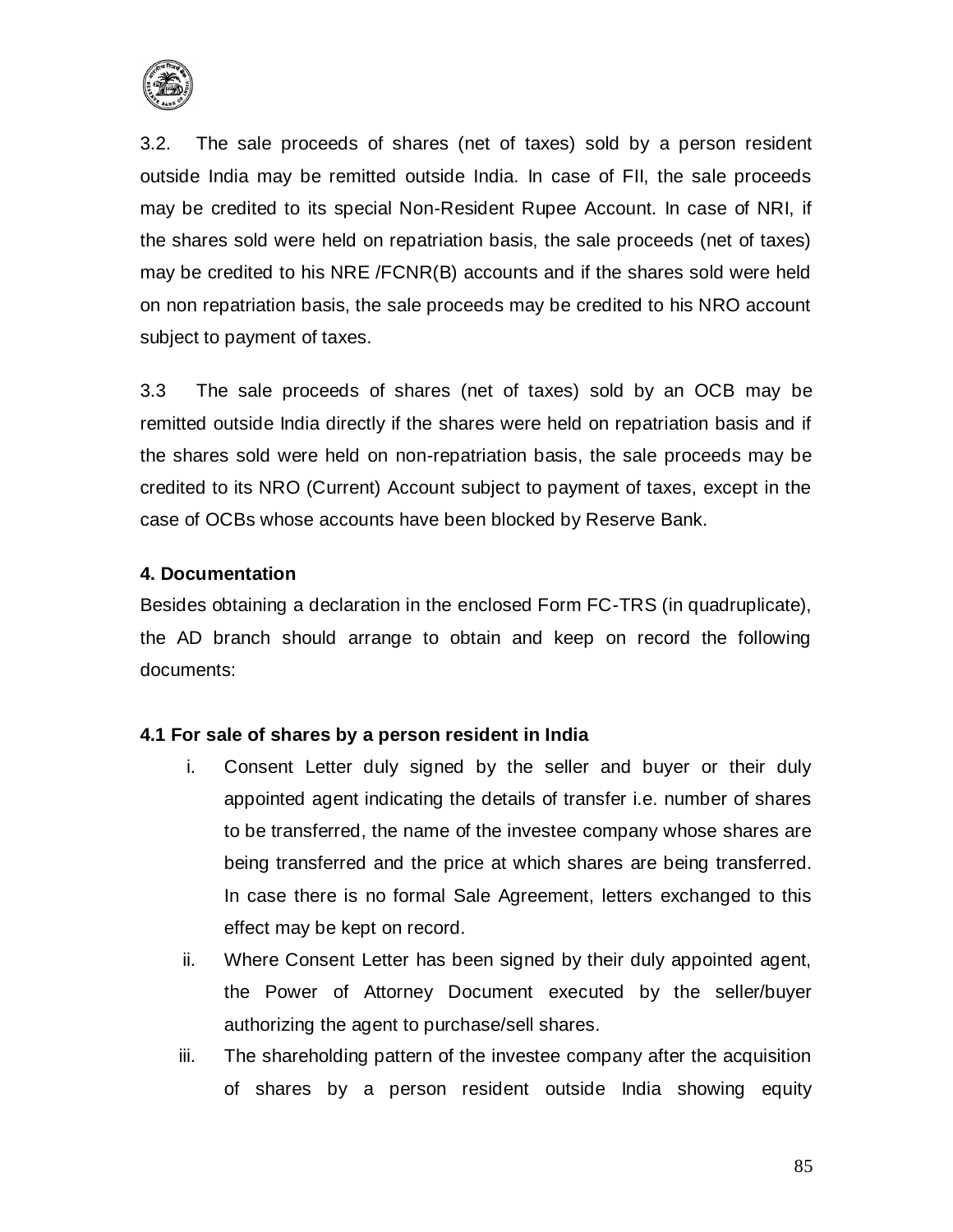3.2. The sale proceeds of shares (net of taxes) sold by a person resident outside India may be remitted outside India. In case of FII, the sale proceeds may be credited to its special Non-Resident Rupee Account. In case of NRI, if the shares sold were held on repatriation basis, the sale proceeds (net of taxes) may be credited to his NRE /FCNR(B) accounts and if the shares sold were held on non repatriation basis, the sale proceeds may be credited to his NRO account subject to payment of taxes.

3.3 The sale proceeds of shares (net of taxes) sold by an OCB may be remitted outside India directly if the shares were held on repatriation basis and if the shares sold were held on non-repatriation basis, the sale proceeds may be credited to its NRO (Current) Account subject to payment of taxes, except in the case of OCBs whose accounts have been blocked by Reserve Bank.

**4. Documentation**

Besides obtaining a declaration in the enclosed Form FC-TRS (in quadruplicate), the AD branch should arrange to obtain and keep on record the following documents:

**4.1 For sale of shares by a person resident in India**

i. Consent Letter duly signed by the seller and buyer or their duly appointed agent indicating the details of transfer i.e. number of shares to be transferred, the name of the investee company whose shares are being transferred and the price at which shares are being transferred. In case there is no formal Sale Agreement, letters exchanged to this effect may be kept on record.

ii. Where Consent Letter has been signed by their duly appointed agent, the Power of Attorney Document executed by the seller/buyer authorizing the agent to purchase/sell shares.

iii. The shareholding pattern of the investee company after the acquisition of shares by a person resident outside India showing equity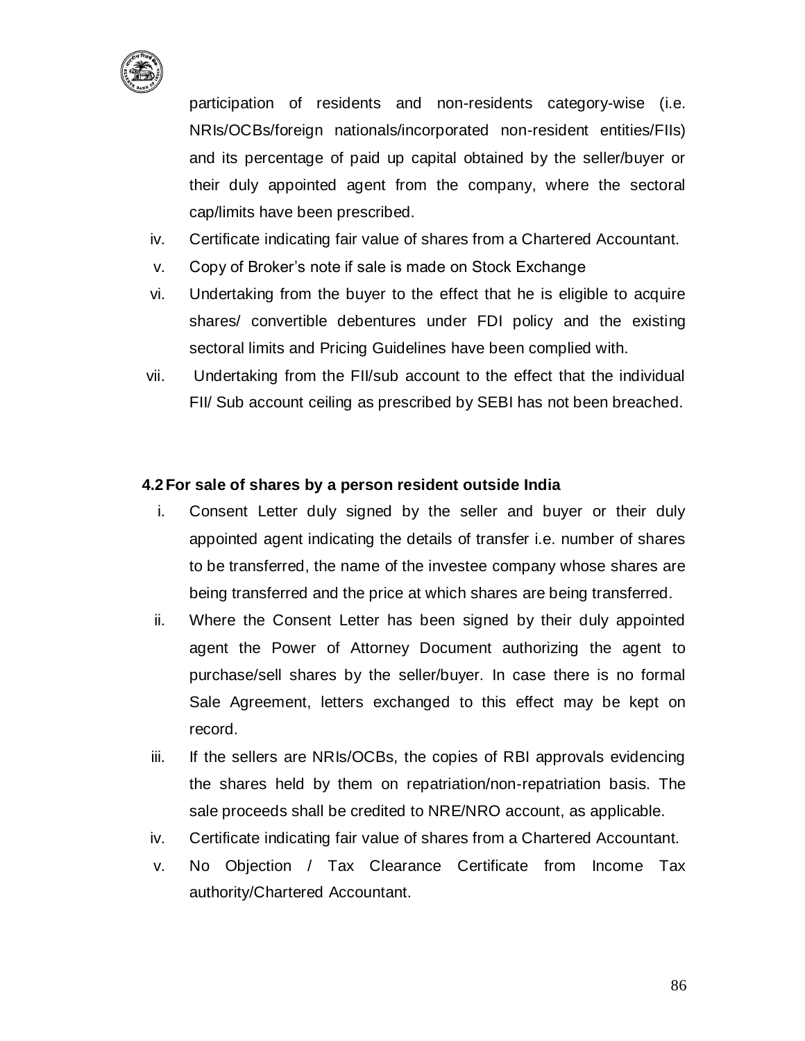participation of residents and non-residents category-wise (i.e. NRIs/OCBs/foreign nationals/incorporated non-resident entities/FIIs) and its percentage of paid up capital obtained by the seller/buyer or their duly appointed agent from the company, where the sectoral cap/limits have been prescribed.

iv. Certificate indicating fair value of shares from a Chartered Accountant.

v. Copy of Broker's note if sale is made on Stock Exchange

vi. Undertaking from the buyer to the effect that he is eligible to acquire shares/ convertible debentures under FDI policy and the existing sectoral limits and Pricing Guidelines have been complied with.

vii. Undertaking from the FII/sub account to the effect that the individual FII/ Sub account ceiling as prescribed by SEBI has not been breached.

### 4.2 For sale of shares by a person resident outside India

i. Consent Letter duly signed by the seller and buyer or their duly appointed agent indicating the details of transfer i.e. number of shares to be transferred, the name of the investee company whose shares are being transferred and the price at which shares are being transferred.

ii. Where the Consent Letter has been signed by their duly appointed agent the Power of Attorney Document authorizing the agent to purchase/sell shares by the seller/buyer. In case there is no formal Sale Agreement, letters exchanged to this effect may be kept on record.

iii. If the sellers are NRIs/OCBs, the copies of RBI approvals evidencing the shares held by them on repatriation/non-repatriation basis. The sale proceeds shall be credited to NRE/NRO account, as applicable.

iv. Certificate indicating fair value of shares from a Chartered Accountant.

v. No Objection / Tax Clearance Certificate from Income Tax authority/Chartered Accountant.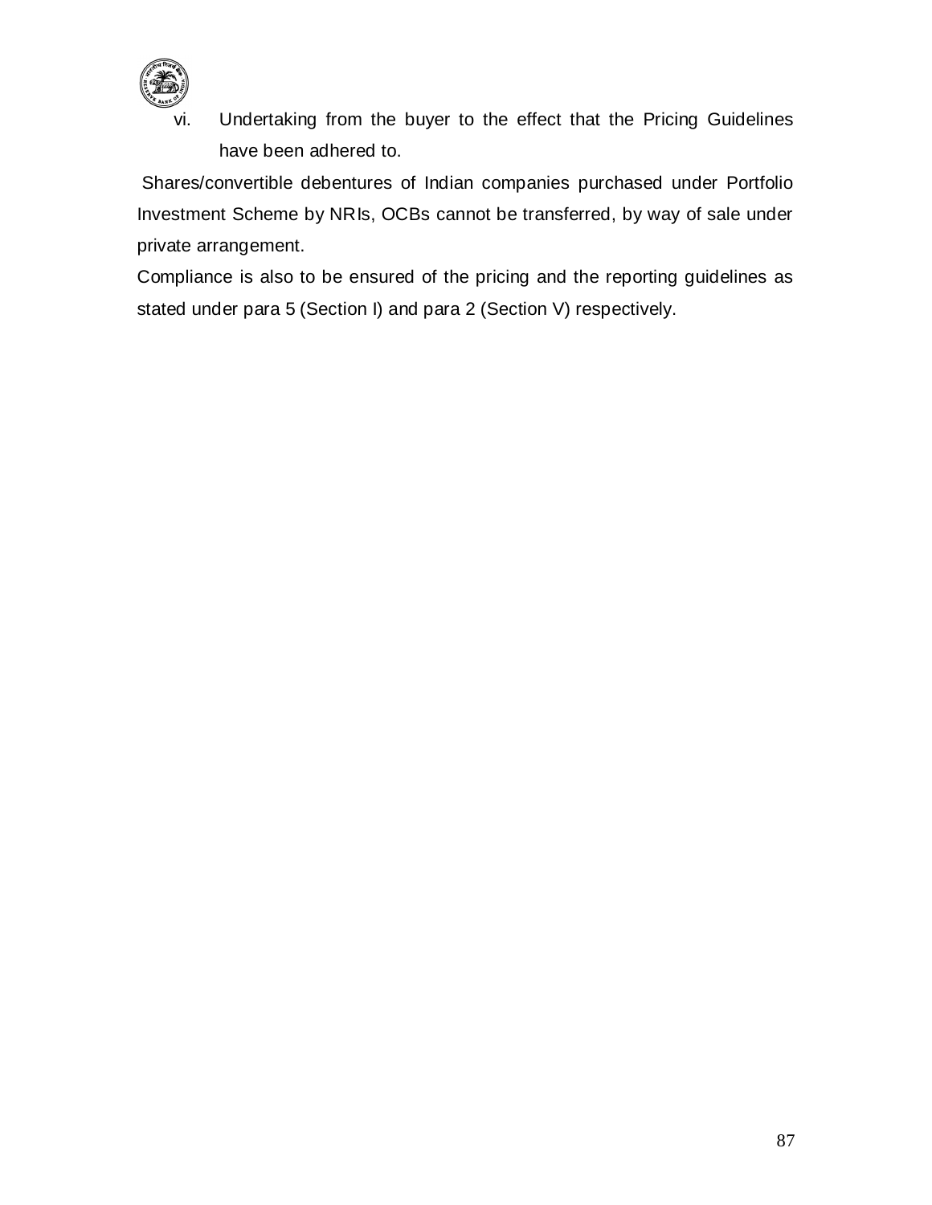vi. Undertaking from the buyer to the effect that the Pricing Guidelines have been adhered to.

Shares/convertible debentures of Indian companies purchased under Portfolio Investment Scheme by NRIs, OCBs cannot be transferred, by way of sale under private arrangement.

Compliance is also to be ensured of the pricing and the reporting guidelines as stated under para 5 (Section I) and para 2 (Section V) respectively.